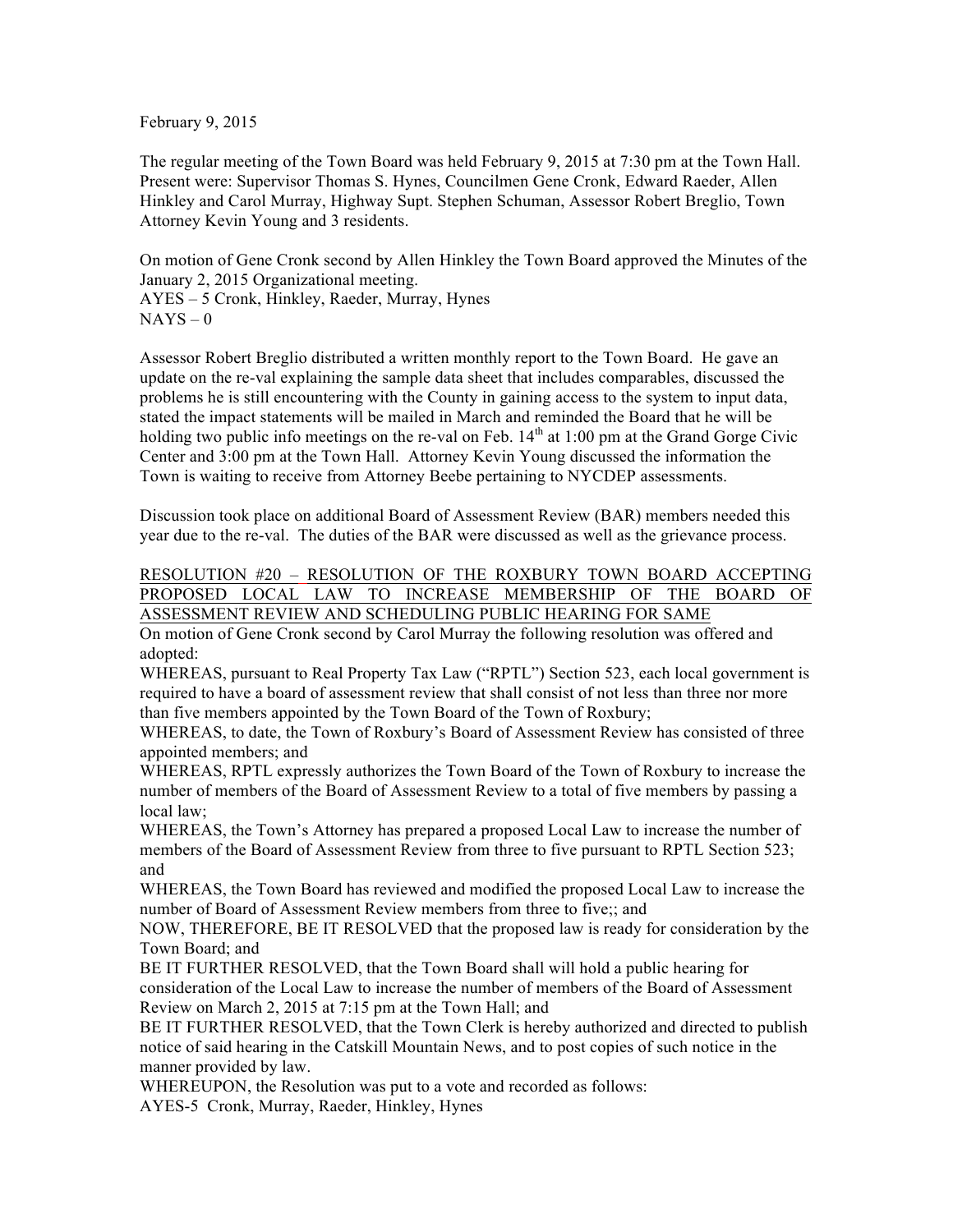February 9, 2015

The regular meeting of the Town Board was held February 9, 2015 at 7:30 pm at the Town Hall. Present were: Supervisor Thomas S. Hynes, Councilmen Gene Cronk, Edward Raeder, Allen Hinkley and Carol Murray, Highway Supt. Stephen Schuman, Assessor Robert Breglio, Town Attorney Kevin Young and 3 residents.

On motion of Gene Cronk second by Allen Hinkley the Town Board approved the Minutes of the January 2, 2015 Organizational meeting.
AYES – 5 Cronk, Hinkley, Raeder, Murray, Hynes
NAYS – 0

Assessor Robert Breglio distributed a written monthly report to the Town Board. He gave an update on the re-val explaining the sample data sheet that includes comparables, discussed the problems he is still encountering with the County in gaining access to the system to input data, stated the impact statements will be mailed in March and reminded the Board that he will be holding two public info meetings on the re-val on Feb. 14th at 1:00 pm at the Grand Gorge Civic Center and 3:00 pm at the Town Hall. Attorney Kevin Young discussed the information the Town is waiting to receive from Attorney Beebe pertaining to NYCDEP assessments.

Discussion took place on additional Board of Assessment Review (BAR) members needed this year due to the re-val. The duties of the BAR were discussed as well as the grievance process.

<u>RESOLUTION #20 – RESOLUTION OF THE ROXBURY TOWN BOARD ACCEPTING PROPOSED LOCAL LAW TO INCREASE MEMBERSHIP OF THE BOARD OF ASSESSMENT REVIEW AND SCHEDULING PUBLIC HEARING FOR SAME</u>

On motion of Gene Cronk second by Carol Murray the following resolution was offered and adopted:

WHEREAS, pursuant to Real Property Tax Law ("RPTL") Section 523, each local government is required to have a board of assessment review that shall consist of not less than three nor more than five members appointed by the Town Board of the Town of Roxbury;

WHEREAS, to date, the Town of Roxbury's Board of Assessment Review has consisted of three appointed members; and

WHEREAS, RPTL expressly authorizes the Town Board of the Town of Roxbury to increase the number of members of the Board of Assessment Review to a total of five members by passing a local law;

WHEREAS, the Town's Attorney has prepared a proposed Local Law to increase the number of members of the Board of Assessment Review from three to five pursuant to RPTL Section 523; and

WHEREAS, the Town Board has reviewed and modified the proposed Local Law to increase the number of Board of Assessment Review members from three to five;; and

NOW, THEREFORE, BE IT RESOLVED that the proposed law is ready for consideration by the Town Board; and

BE IT FURTHER RESOLVED, that the Town Board shall will hold a public hearing for consideration of the Local Law to increase the number of members of the Board of Assessment Review on March 2, 2015 at 7:15 pm at the Town Hall; and

BE IT FURTHER RESOLVED, that the Town Clerk is hereby authorized and directed to publish notice of said hearing in the Catskill Mountain News, and to post copies of such notice in the manner provided by law.

WHEREUPON, the Resolution was put to a vote and recorded as follows:
AYES-5 Cronk, Murray, Raeder, Hinkley, Hynes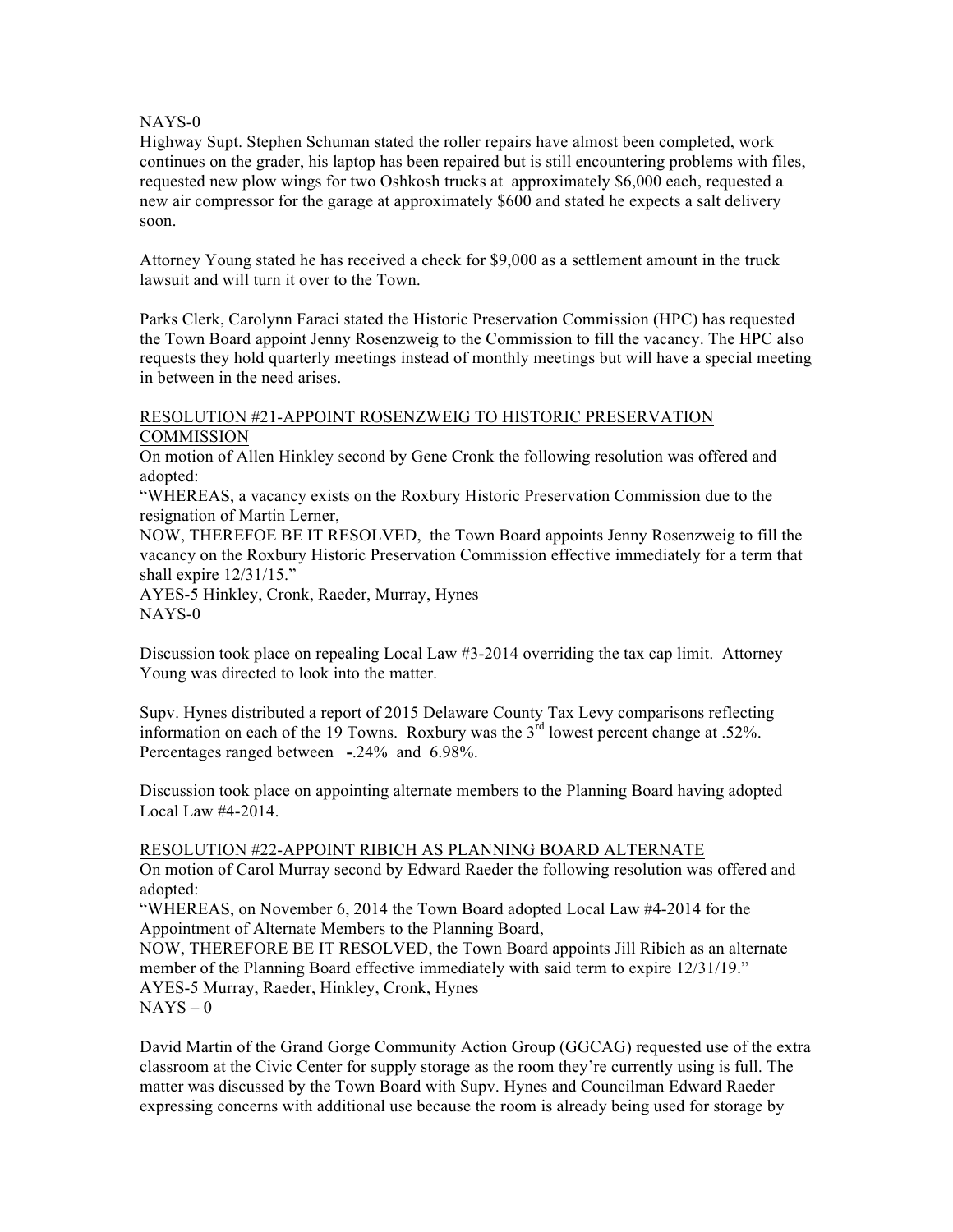NAYS-0

Highway Supt. Stephen Schuman stated the roller repairs have almost been completed, work continues on the grader, his laptop has been repaired but is still encountering problems with files, requested new plow wings for two Oshkosh trucks at approximately $6,000 each, requested a new air compressor for the garage at approximately $600 and stated he expects a salt delivery soon.

Attorney Young stated he has received a check for $9,000 as a settlement amount in the truck lawsuit and will turn it over to the Town.

Parks Clerk, Carolynn Faraci stated the Historic Preservation Commission (HPC) has requested the Town Board appoint Jenny Rosenzweig to the Commission to fill the vacancy. The HPC also requests they hold quarterly meetings instead of monthly meetings but will have a special meeting in between in the need arises.

<u>RESOLUTION #21-APPOINT ROSENZWEIG TO HISTORIC PRESERVATION COMMISSION</u>

On motion of Allen Hinkley second by Gene Cronk the following resolution was offered and adopted:

"WHEREAS, a vacancy exists on the Roxbury Historic Preservation Commission due to the resignation of Martin Lerner,

NOW, THEREFOE BE IT RESOLVED, the Town Board appoints Jenny Rosenzweig to fill the vacancy on the Roxbury Historic Preservation Commission effective immediately for a term that shall expire 12/31/15."

AYES-5 Hinkley, Cronk, Raeder, Murray, Hynes

NAYS-0

Discussion took place on repealing Local Law #3-2014 overriding the tax cap limit. Attorney Young was directed to look into the matter.

Supv. Hynes distributed a report of 2015 Delaware County Tax Levy comparisons reflecting information on each of the 19 Towns. Roxbury was the 3rd lowest percent change at .52%. Percentages ranged between -.24% and 6.98%.

Discussion took place on appointing alternate members to the Planning Board having adopted Local Law #4-2014.

<u>RESOLUTION #22-APPOINT RIBICH AS PLANNING BOARD ALTERNATE</u>

On motion of Carol Murray second by Edward Raeder the following resolution was offered and adopted:

"WHEREAS, on November 6, 2014 the Town Board adopted Local Law #4-2014 for the Appointment of Alternate Members to the Planning Board,

NOW, THEREFORE BE IT RESOLVED, the Town Board appoints Jill Ribich as an alternate member of the Planning Board effective immediately with said term to expire 12/31/19."

AYES-5 Murray, Raeder, Hinkley, Cronk, Hynes

NAYS – 0

David Martin of the Grand Gorge Community Action Group (GGCAG) requested use of the extra classroom at the Civic Center for supply storage as the room they're currently using is full. The matter was discussed by the Town Board with Supv. Hynes and Councilman Edward Raeder expressing concerns with additional use because the room is already being used for storage by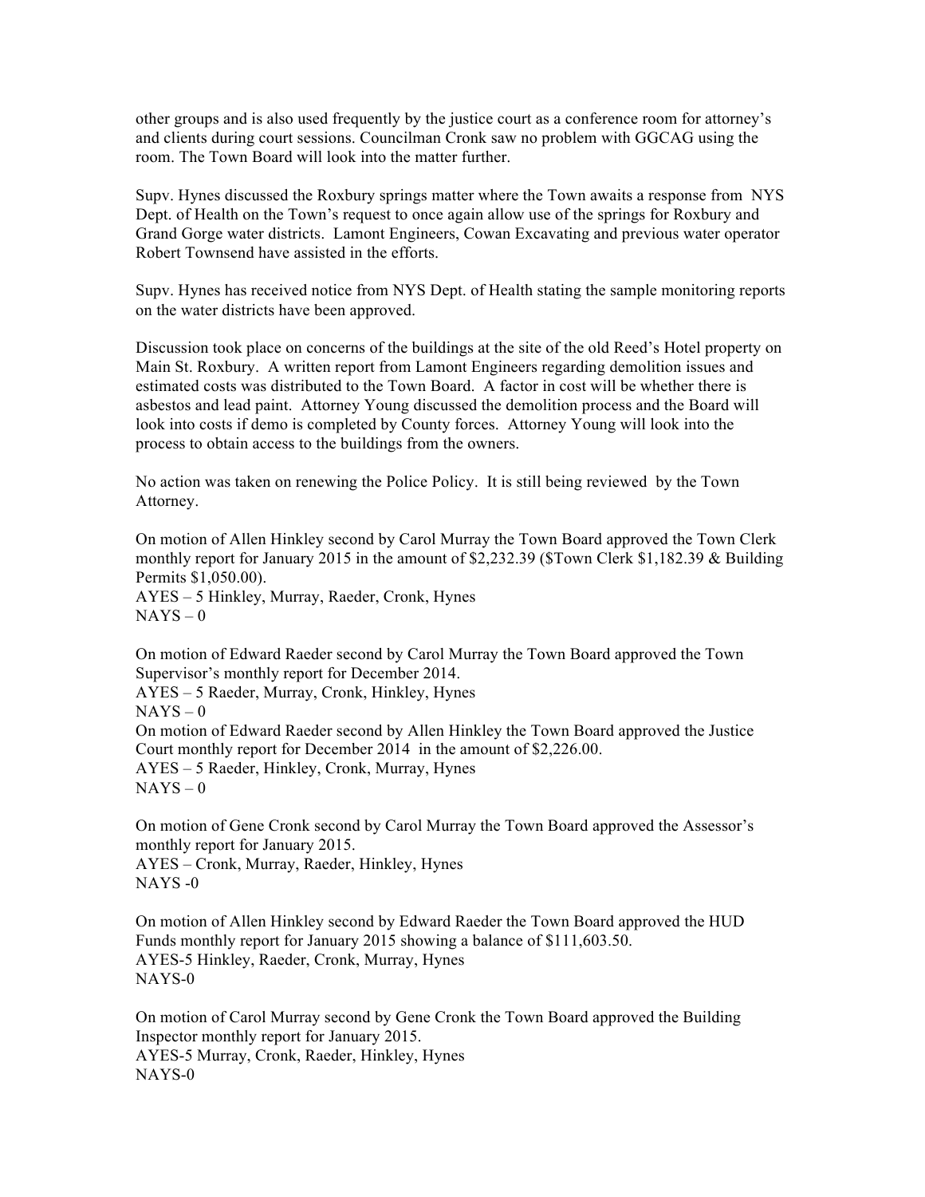other groups and is also used frequently by the justice court as a conference room for attorney's and clients during court sessions. Councilman Cronk saw no problem with GGCAG using the room. The Town Board will look into the matter further.

Supv. Hynes discussed the Roxbury springs matter where the Town awaits a response from NYS Dept. of Health on the Town's request to once again allow use of the springs for Roxbury and Grand Gorge water districts. Lamont Engineers, Cowan Excavating and previous water operator Robert Townsend have assisted in the efforts.

Supv. Hynes has received notice from NYS Dept. of Health stating the sample monitoring reports on the water districts have been approved.

Discussion took place on concerns of the buildings at the site of the old Reed's Hotel property on Main St. Roxbury. A written report from Lamont Engineers regarding demolition issues and estimated costs was distributed to the Town Board. A factor in cost will be whether there is asbestos and lead paint. Attorney Young discussed the demolition process and the Board will look into costs if demo is completed by County forces. Attorney Young will look into the process to obtain access to the buildings from the owners.

No action was taken on renewing the Police Policy. It is still being reviewed by the Town Attorney.

On motion of Allen Hinkley second by Carol Murray the Town Board approved the Town Clerk monthly report for January 2015 in the amount of $2,232.39 ($Town Clerk $1,182.39 & Building Permits $1,050.00).
AYES – 5 Hinkley, Murray, Raeder, Cronk, Hynes
NAYS – 0

On motion of Edward Raeder second by Carol Murray the Town Board approved the Town Supervisor's monthly report for December 2014.
AYES – 5 Raeder, Murray, Cronk, Hinkley, Hynes
NAYS – 0
On motion of Edward Raeder second by Allen Hinkley the Town Board approved the Justice Court monthly report for December 2014 in the amount of $2,226.00.
AYES – 5 Raeder, Hinkley, Cronk, Murray, Hynes
NAYS – 0

On motion of Gene Cronk second by Carol Murray the Town Board approved the Assessor's monthly report for January 2015.
AYES – Cronk, Murray, Raeder, Hinkley, Hynes
NAYS -0

On motion of Allen Hinkley second by Edward Raeder the Town Board approved the HUD Funds monthly report for January 2015 showing a balance of $111,603.50.
AYES-5 Hinkley, Raeder, Cronk, Murray, Hynes
NAYS-0

On motion of Carol Murray second by Gene Cronk the Town Board approved the Building Inspector monthly report for January 2015.
AYES-5 Murray, Cronk, Raeder, Hinkley, Hynes
NAYS-0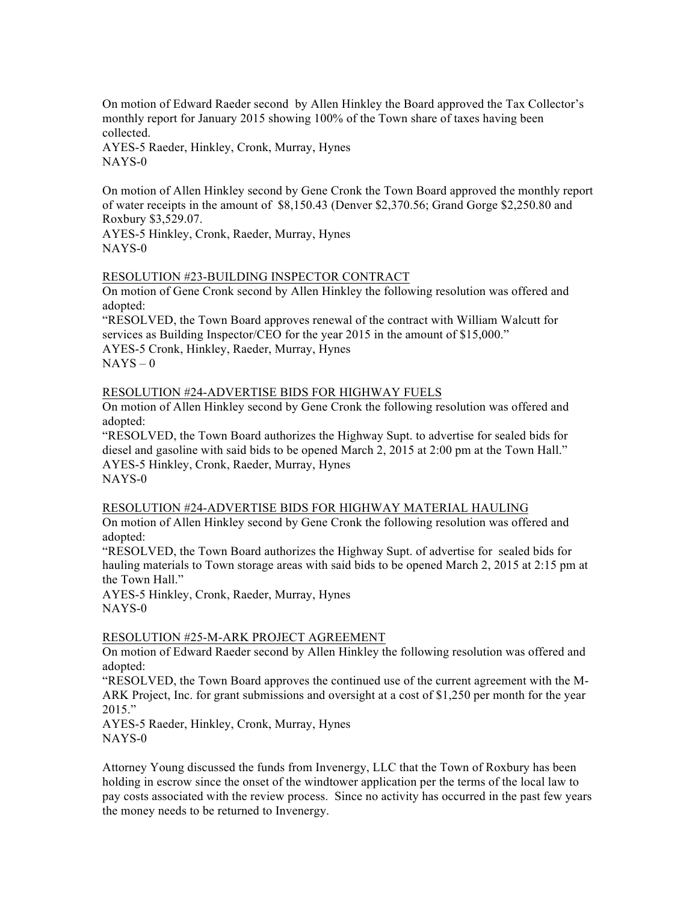On motion of Edward Raeder second by Allen Hinkley the Board approved the Tax Collector's monthly report for January 2015 showing 100% of the Town share of taxes having been collected.
AYES-5 Raeder, Hinkley, Cronk, Murray, Hynes
NAYS-0

On motion of Allen Hinkley second by Gene Cronk the Town Board approved the monthly report of water receipts in the amount of $8,150.43 (Denver $2,370.56; Grand Gorge $2,250.80 and Roxbury $3,529.07.
AYES-5 Hinkley, Cronk, Raeder, Murray, Hynes
NAYS-0

<u>RESOLUTION #23-BUILDING INSPECTOR CONTRACT</u>
On motion of Gene Cronk second by Allen Hinkley the following resolution was offered and adopted:
"RESOLVED, the Town Board approves renewal of the contract with William Walcutt for services as Building Inspector/CEO for the year 2015 in the amount of $15,000."
AYES-5 Cronk, Hinkley, Raeder, Murray, Hynes
NAYS – 0

<u>RESOLUTION #24-ADVERTISE BIDS FOR HIGHWAY FUELS</u>
On motion of Allen Hinkley second by Gene Cronk the following resolution was offered and adopted:
"RESOLVED, the Town Board authorizes the Highway Supt. to advertise for sealed bids for diesel and gasoline with said bids to be opened March 2, 2015 at 2:00 pm at the Town Hall."
AYES-5 Hinkley, Cronk, Raeder, Murray, Hynes
NAYS-0

<u>RESOLUTION #24-ADVERTISE BIDS FOR HIGHWAY MATERIAL HAULING</u>
On motion of Allen Hinkley second by Gene Cronk the following resolution was offered and adopted:
"RESOLVED, the Town Board authorizes the Highway Supt. of advertise for sealed bids for hauling materials to Town storage areas with said bids to be opened March 2, 2015 at 2:15 pm at the Town Hall."
AYES-5 Hinkley, Cronk, Raeder, Murray, Hynes
NAYS-0

<u>RESOLUTION #25-M-ARK PROJECT AGREEMENT</u>
On motion of Edward Raeder second by Allen Hinkley the following resolution was offered and adopted:
"RESOLVED, the Town Board approves the continued use of the current agreement with the M-ARK Project, Inc. for grant submissions and oversight at a cost of $1,250 per month for the year 2015."
AYES-5 Raeder, Hinkley, Cronk, Murray, Hynes
NAYS-0

Attorney Young discussed the funds from Invenergy, LLC that the Town of Roxbury has been holding in escrow since the onset of the windtower application per the terms of the local law to pay costs associated with the review process. Since no activity has occurred in the past few years the money needs to be returned to Invenergy.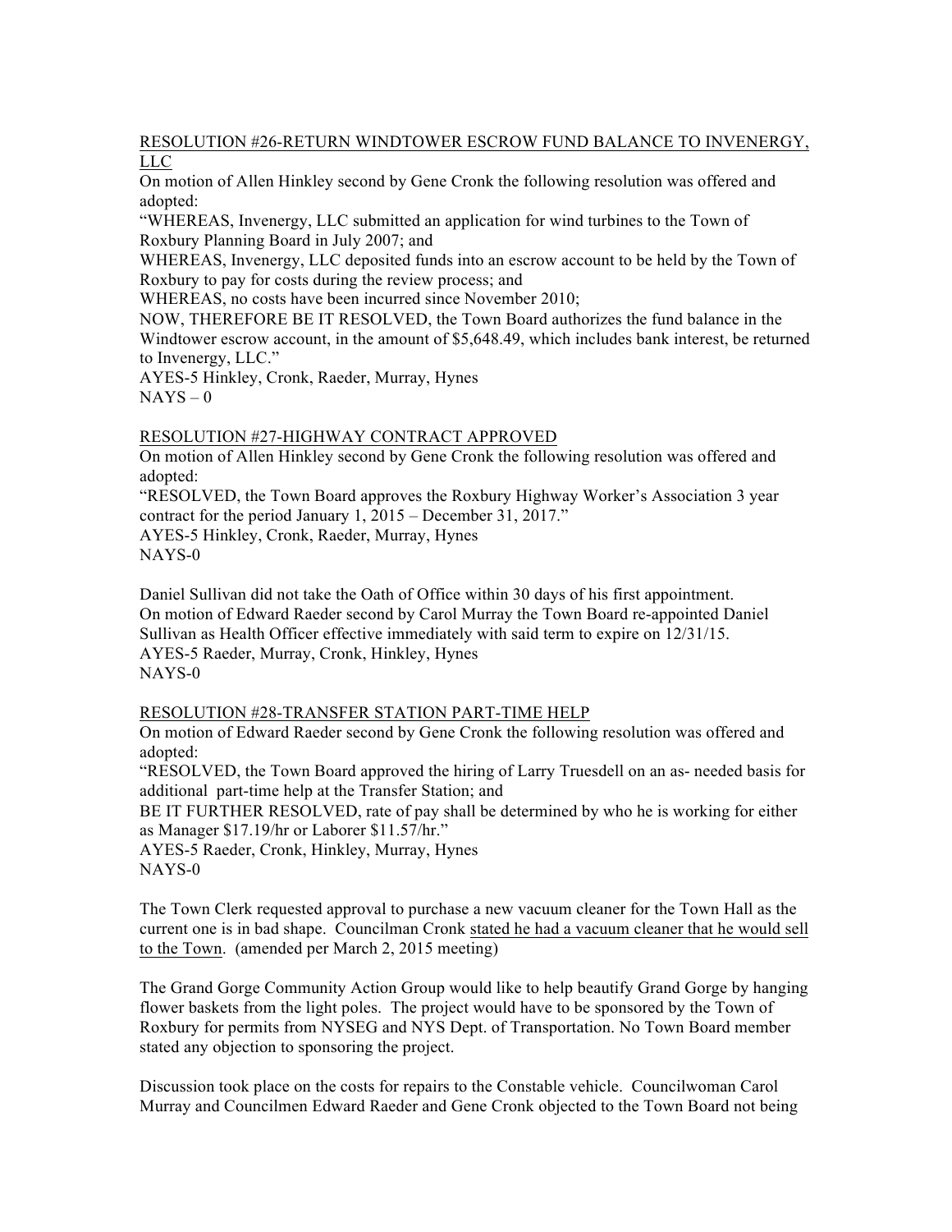RESOLUTION #26-RETURN WINDTOWER ESCROW FUND BALANCE TO INVENERGY, LLC

On motion of Allen Hinkley second by Gene Cronk the following resolution was offered and adopted:

"WHEREAS, Invenergy, LLC submitted an application for wind turbines to the Town of Roxbury Planning Board in July 2007; and

WHEREAS, Invenergy, LLC deposited funds into an escrow account to be held by the Town of Roxbury to pay for costs during the review process; and

WHEREAS, no costs have been incurred since November 2010;

NOW, THEREFORE BE IT RESOLVED, the Town Board authorizes the fund balance in the Windtower escrow account, in the amount of $5,648.49, which includes bank interest, be returned to Invenergy, LLC."

AYES-5 Hinkley, Cronk, Raeder, Murray, Hynes
NAYS – 0

RESOLUTION #27-HIGHWAY CONTRACT APPROVED

On motion of Allen Hinkley second by Gene Cronk the following resolution was offered and adopted:

"RESOLVED, the Town Board approves the Roxbury Highway Worker's Association 3 year contract for the period January 1, 2015 – December 31, 2017."

AYES-5 Hinkley, Cronk, Raeder, Murray, Hynes
NAYS-0

Daniel Sullivan did not take the Oath of Office within 30 days of his first appointment. On motion of Edward Raeder second by Carol Murray the Town Board re-appointed Daniel Sullivan as Health Officer effective immediately with said term to expire on 12/31/15.

AYES-5 Raeder, Murray, Cronk, Hinkley, Hynes
NAYS-0

RESOLUTION #28-TRANSFER STATION PART-TIME HELP

On motion of Edward Raeder second by Gene Cronk the following resolution was offered and adopted:

"RESOLVED, the Town Board approved the hiring of Larry Truesdell on an as- needed basis for additional part-time help at the Transfer Station; and

BE IT FURTHER RESOLVED, rate of pay shall be determined by who he is working for either as Manager $17.19/hr or Laborer $11.57/hr."

AYES-5 Raeder, Cronk, Hinkley, Murray, Hynes
NAYS-0

The Town Clerk requested approval to purchase a new vacuum cleaner for the Town Hall as the current one is in bad shape. Councilman Cronk stated he had a vacuum cleaner that he would sell to the Town. (amended per March 2, 2015 meeting)

The Grand Gorge Community Action Group would like to help beautify Grand Gorge by hanging flower baskets from the light poles. The project would have to be sponsored by the Town of Roxbury for permits from NYSEG and NYS Dept. of Transportation. No Town Board member stated any objection to sponsoring the project.

Discussion took place on the costs for repairs to the Constable vehicle. Councilwoman Carol Murray and Councilmen Edward Raeder and Gene Cronk objected to the Town Board not being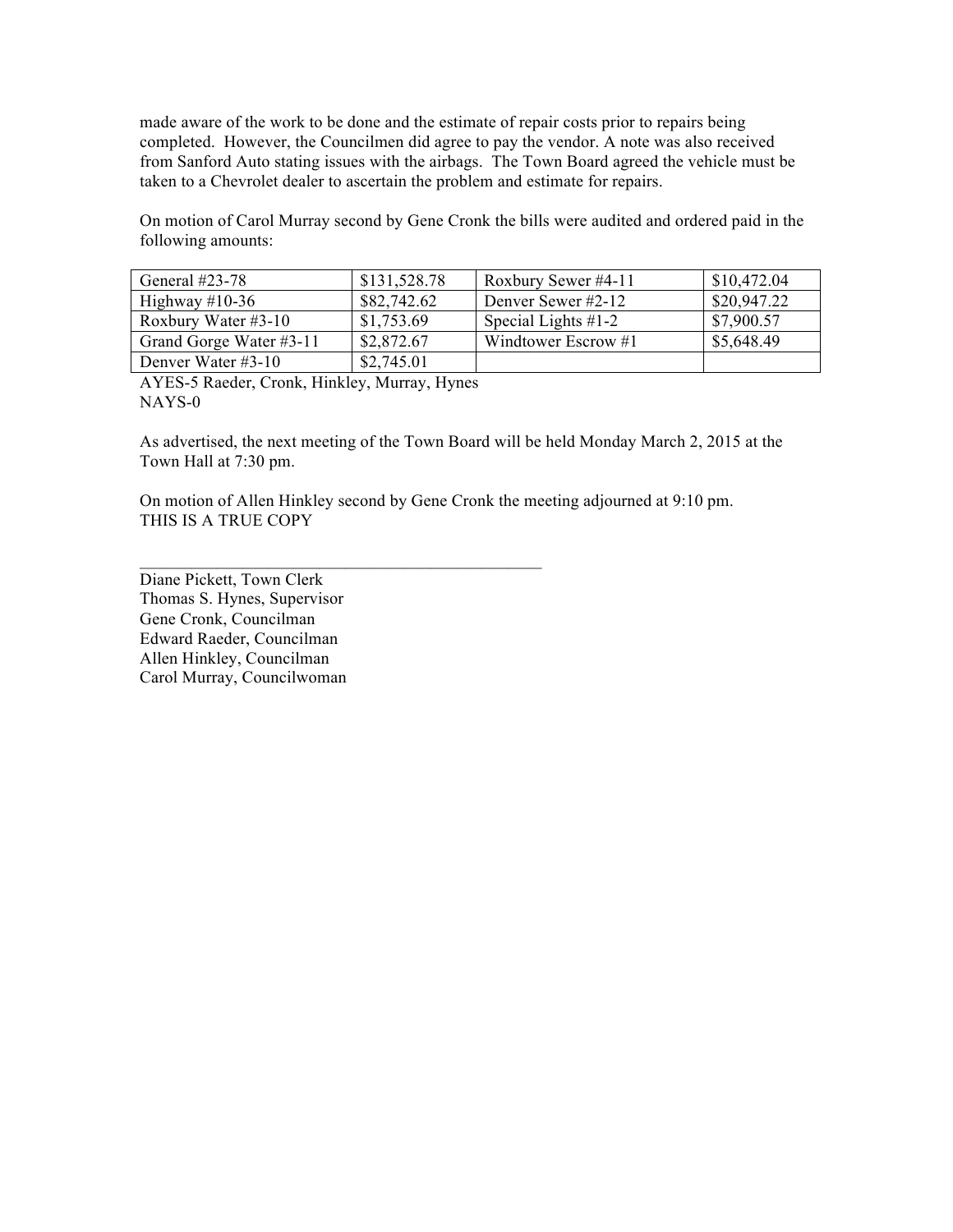made aware of the work to be done and the estimate of repair costs prior to repairs being completed. However, the Councilmen did agree to pay the vendor. A note was also received from Sanford Auto stating issues with the airbags. The Town Board agreed the vehicle must be taken to a Chevrolet dealer to ascertain the problem and estimate for repairs.

On motion of Carol Murray second by Gene Cronk the bills were audited and ordered paid in the following amounts:

| | | | |
|---|---|---|---|
| General #23-78 | $131,528.78 | Roxbury Sewer #4-11 | $10,472.04 |
| Highway #10-36 | $82,742.62 | Denver Sewer #2-12 | $20,947.22 |
| Roxbury Water #3-10 | $1,753.69 | Special Lights #1-2 | $7,900.57 |
| Grand Gorge Water #3-11 | $2,872.67 | Windtower Escrow #1 | $5,648.49 |
| Denver Water #3-10 | $2,745.01 | | |

AYES-5 Raeder, Cronk, Hinkley, Murray, Hynes
NAYS-0

As advertised, the next meeting of the Town Board will be held Monday March 2, 2015 at the Town Hall at 7:30 pm.

On motion of Allen Hinkley second by Gene Cronk the meeting adjourned at 9:10 pm.
THIS IS A TRUE COPY

\_\_\_\_\_\_\_\_\_\_\_\_\_\_\_\_\_\_\_\_\_\_\_\_\_\_\_\_\_\_\_\_\_\_\_\_\_\_\_\_\_\_\_\_\_\_\_\_

Diane Pickett, Town Clerk
Thomas S. Hynes, Supervisor
Gene Cronk, Councilman
Edward Raeder, Councilman
Allen Hinkley, Councilman
Carol Murray, Councilwoman